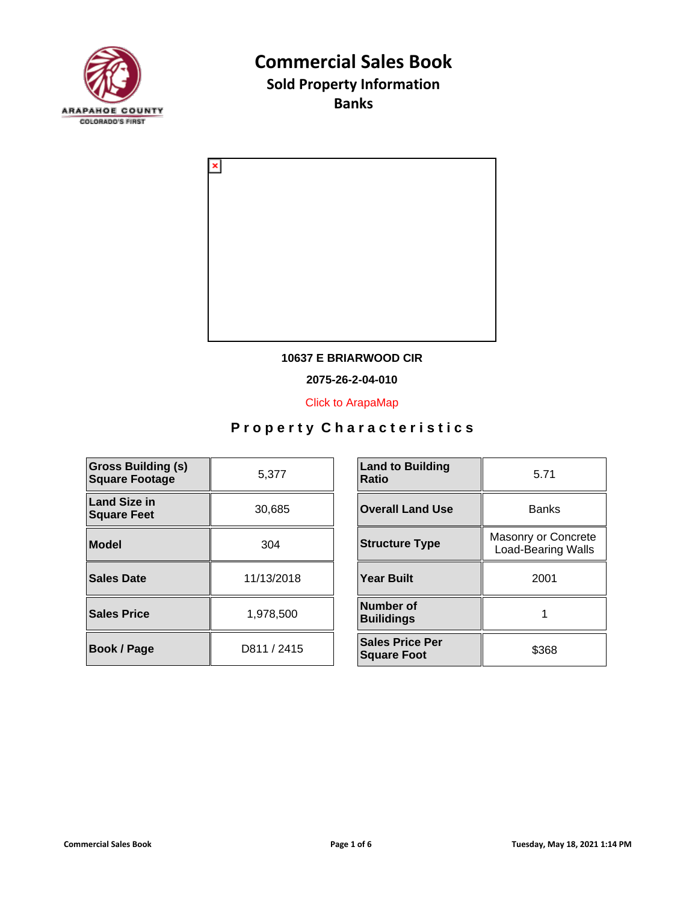# Commercial Sales Book

## Sold Property Information

## Banks

**10637 E BRIARWOOD CIR**

**2075-26-2-04-010**

Click to ArapaMap

### Property Characteristics

| Gross Building (s) Square Footage | 5,377 | Land to Building Ratio | 5.71 |
|---|---|---|---|
| Land Size in Square Feet | 30,685 | Overall Land Use | Banks |
| Model | 304 | Structure Type | Masonry or Concrete Load-Bearing Walls |
| Sales Date | 11/13/2018 | Year Built | 2001 |
| Sales Price | 1,978,500 | Number of Builidings | 1 |
| Book / Page | D811 / 2415 | Sales Price Per Square Foot | $368 |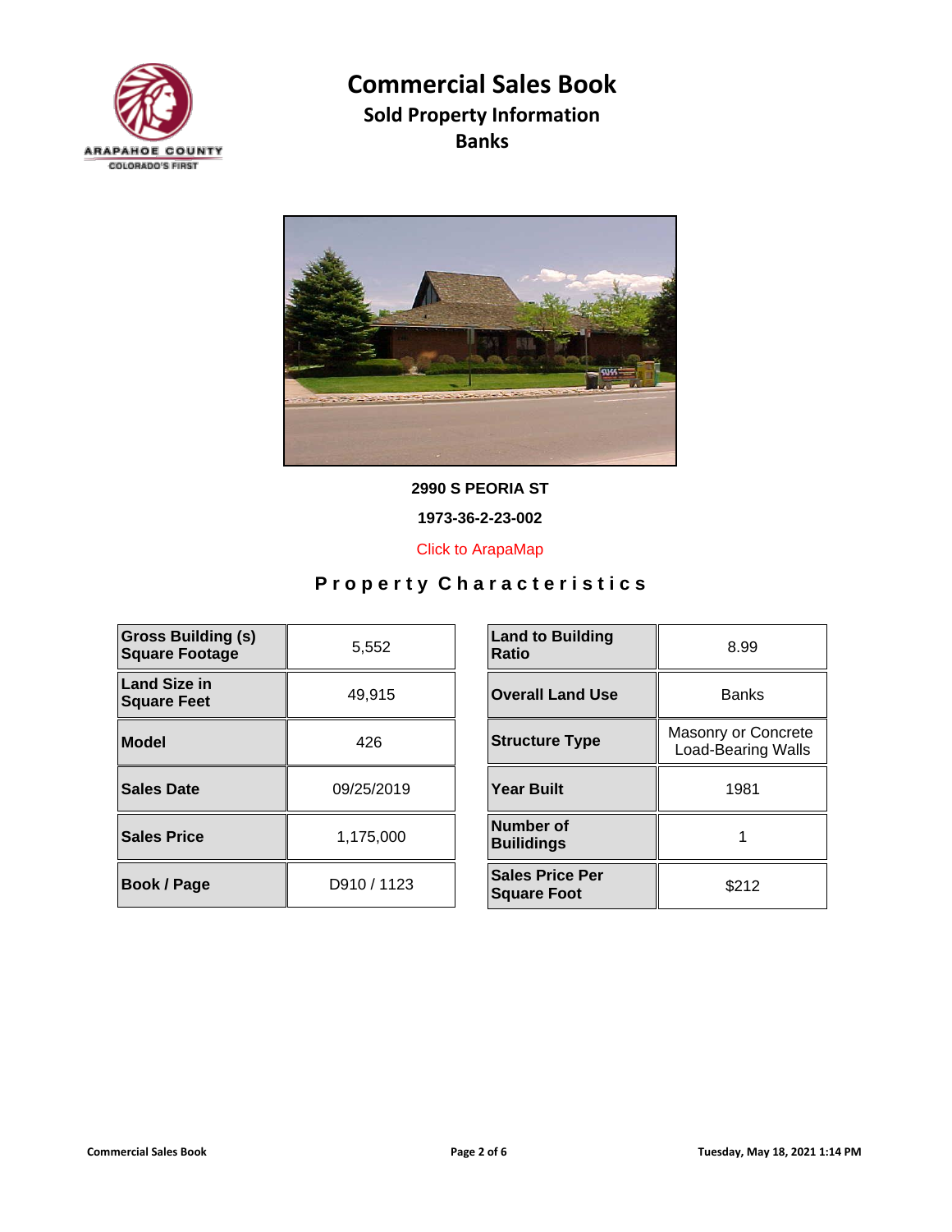# Commercial Sales Book

## Sold Property Information

## Banks

**2990 S PEORIA ST**

**1973-36-2-23-002**

Click to ArapaMap

### Property Characteristics

| Gross Building (s) Square Footage | 5,552 | Land to Building Ratio | 8.99 |
|---|---|---|---|
| Land Size in Square Feet | 49,915 | Overall Land Use | Banks |
| Model | 426 | Structure Type | Masonry or Concrete Load-Bearing Walls |
| Sales Date | 09/25/2019 | Year Built | 1981 |
| Sales Price | 1,175,000 | Number of Builidings | 1 |
| Book / Page | D910 / 1123 | Sales Price Per Square Foot | $212 |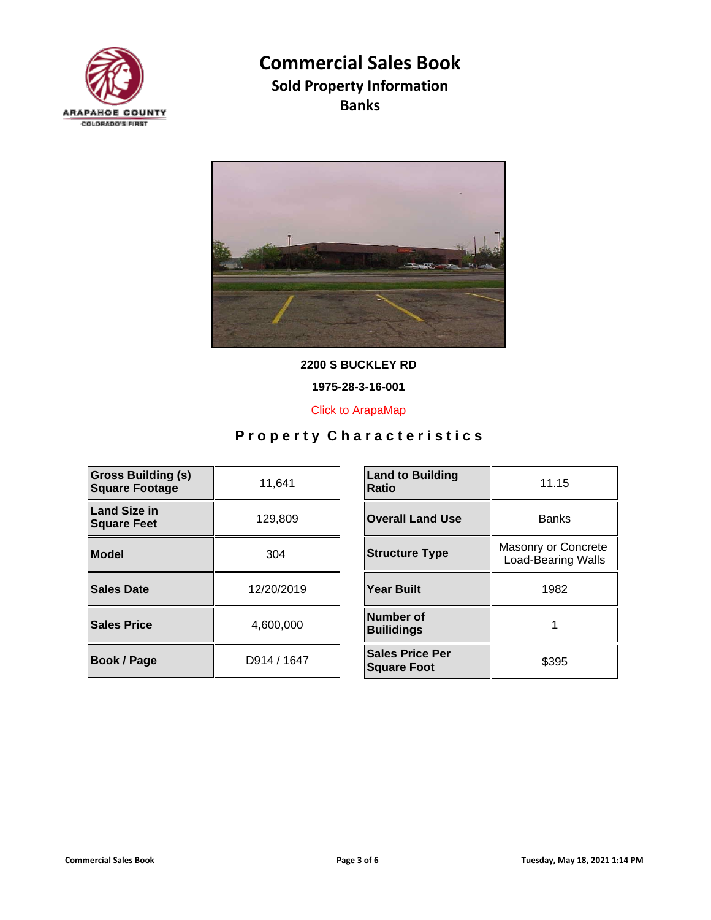# Commercial Sales Book

## Sold Property Information

## Banks

**2200 S BUCKLEY RD**

**1975-28-3-16-001**

Click to ArapaMap

### Property Characteristics

| | | | |
|---|---|---|---|
| **Gross Building (s) Square Footage** | 11,641 | **Land to Building Ratio** | 11.15 |
| **Land Size in Square Feet** | 129,809 | **Overall Land Use** | Banks |
| **Model** | 304 | **Structure Type** | Masonry or Concrete Load-Bearing Walls |
| **Sales Date** | 12/20/2019 | **Year Built** | 1982 |
| **Sales Price** | 4,600,000 | **Number of Builidings** | 1 |
| **Book / Page** | D914 / 1647 | **Sales Price Per Square Foot** | $395 |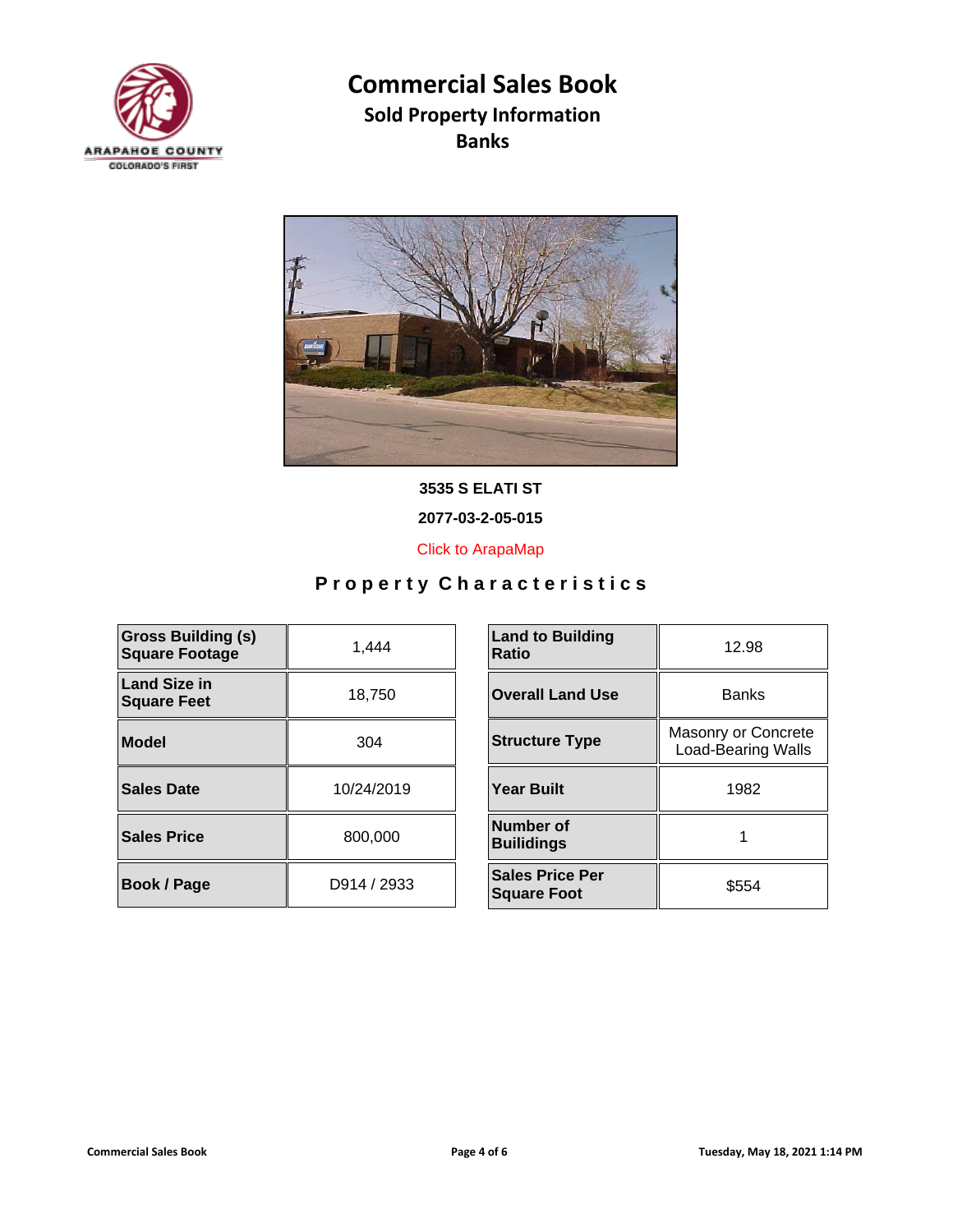# Commercial Sales Book

## Sold Property Information

## Banks

**3535 S ELATI ST**

**2077-03-2-05-015**

Click to ArapaMap

## Property Characteristics

| | |
|---|---|
| **Gross Building (s) Square Footage** | 1,444 |
| **Land Size in Square Feet** | 18,750 |
| **Model** | 304 |
| **Sales Date** | 10/24/2019 |
| **Sales Price** | 800,000 |
| **Book / Page** | D914 / 2933 |

| | |
|---|---|
| **Land to Building Ratio** | 12.98 |
| **Overall Land Use** | Banks |
| **Structure Type** | Masonry or Concrete Load-Bearing Walls |
| **Year Built** | 1982 |
| **Number of Builidings** | 1 |
| **Sales Price Per Square Foot** | $554 |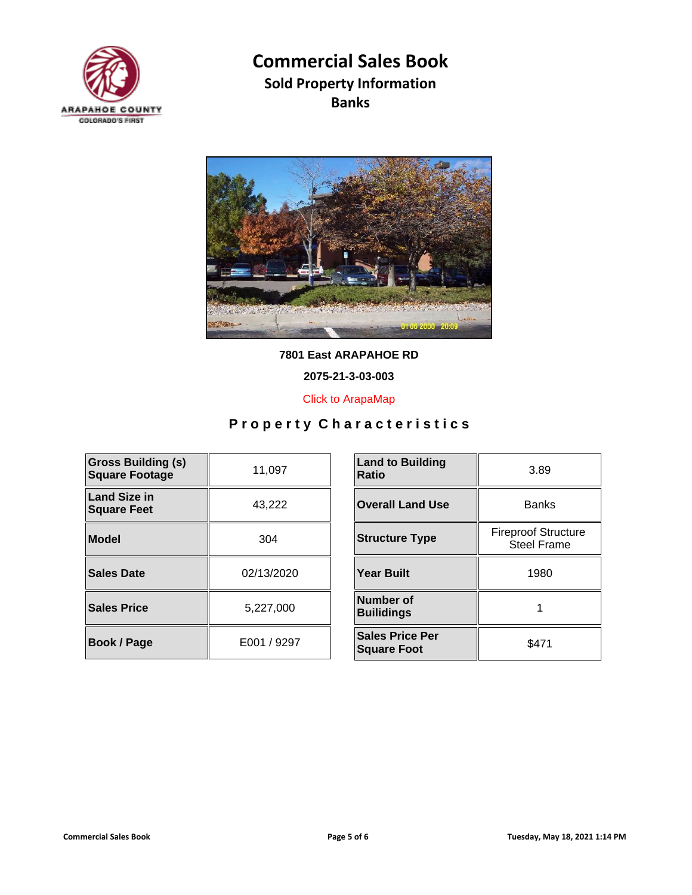# Commercial Sales Book

## Sold Property Information

## Banks

**7801 East ARAPAHOE RD**

**2075-21-3-03-003**

Click to ArapaMap

## Property Characteristics

| Gross Building (s) Square Footage | 11,097 |
| --- | --- |
| Land Size in Square Feet | 43,222 |
| Model | 304 |
| Sales Date | 02/13/2020 |
| Sales Price | 5,227,000 |
| Book / Page | E001 / 9297 |

| Land to Building Ratio | 3.89 |
| --- | --- |
| Overall Land Use | Banks |
| Structure Type | Fireproof Structure Steel Frame |
| Year Built | 1980 |
| Number of Builidings | 1 |
| Sales Price Per Square Foot | $471 |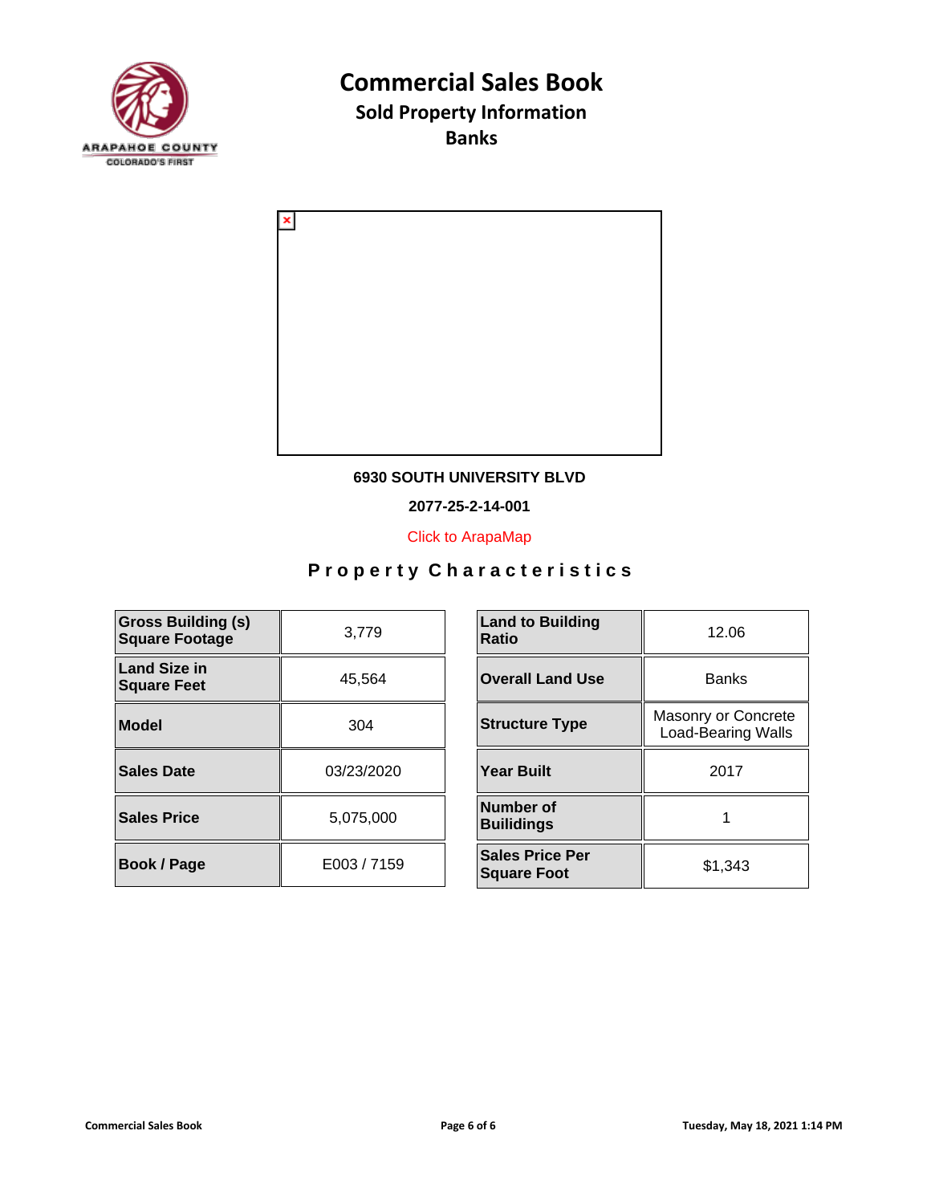# Commercial Sales Book

## Sold Property Information

## Banks

**6930 SOUTH UNIVERSITY BLVD**

**2077-25-2-14-001**

Click to ArapaMap

### Property Characteristics

| | | | |
|---|---|---|---|
| **Gross Building (s) Square Footage** | 3,779 | **Land to Building Ratio** | 12.06 |
| **Land Size in Square Feet** | 45,564 | **Overall Land Use** | Banks |
| **Model** | 304 | **Structure Type** | Masonry or Concrete Load-Bearing Walls |
| **Sales Date** | 03/23/2020 | **Year Built** | 2017 |
| **Sales Price** | 5,075,000 | **Number of Builidings** | 1 |
| **Book / Page** | E003 / 7159 | **Sales Price Per Square Foot** | $1,343 |